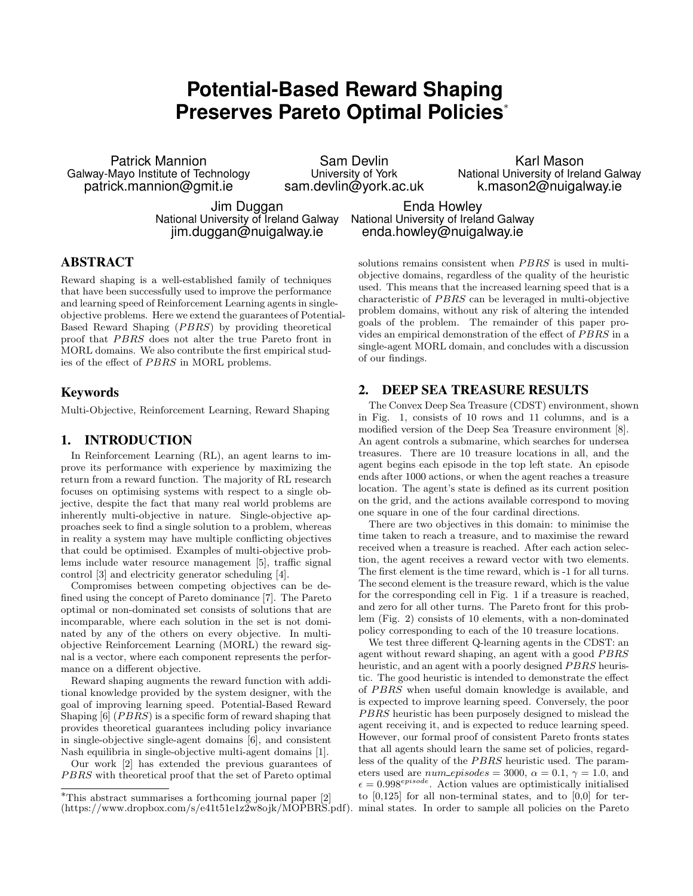# Potential-Based Reward Shaping Preserves Pareto Optimal Policies*

Patrick Mannion
Galway-Mayo Institute of Technology
patrick.mannion@gmit.ie

Sam Devlin
University of York
sam.devlin@york.ac.uk

Karl Mason
National University of Ireland Galway
k.mason2@nuigalway.ie

Jim Duggan
National University of Ireland Galway
jim.duggan@nuigalway.ie

Enda Howley
National University of Ireland Galway
enda.howley@nuigalway.ie

## ABSTRACT

Reward shaping is a well-established family of techniques that have been successfully used to improve the performance and learning speed of Reinforcement Learning agents in single-objective problems. Here we extend the guarantees of Potential-Based Reward Shaping ($PBRS$) by providing theoretical proof that $PBRS$ does not alter the true Pareto front in MORL domains. We also contribute the first empirical studies of the effect of $PBRS$ in MORL problems.

## Keywords

Multi-Objective, Reinforcement Learning, Reward Shaping

## 1. INTRODUCTION

In Reinforcement Learning (RL), an agent learns to improve its performance with experience by maximizing the return from a reward function. The majority of RL research focuses on optimising systems with respect to a single objective, despite the fact that many real world problems are inherently multi-objective in nature. Single-objective approaches seek to find a single solution to a problem, whereas in reality a system may have multiple conflicting objectives that could be optimised. Examples of multi-objective problems include water resource management [5], traffic signal control [3] and electricity generator scheduling [4].

Compromises between competing objectives can be defined using the concept of Pareto dominance [7]. The Pareto optimal or non-dominated set consists of solutions that are incomparable, where each solution in the set is not dominated by any of the others on every objective. In multi-objective Reinforcement Learning (MORL) the reward signal is a vector, where each component represents the performance on a different objective.

Reward shaping augments the reward function with additional knowledge provided by the system designer, with the goal of improving learning speed. Potential-Based Reward Shaping [6] ($PBRS$) is a specific form of reward shaping that provides theoretical guarantees including policy invariance in single-objective single-agent domains [6], and consistent Nash equilibria in single-objective multi-agent domains [1].

Our work [2] has extended the previous guarantees of $PBRS$ with theoretical proof that the set of Pareto optimal solutions remains consistent when $PBRS$ is used in multi-objective domains, regardless of the quality of the heuristic used. This means that the increased learning speed that is a characteristic of $PBRS$ can be leveraged in multi-objective problem domains, without any risk of altering the intended goals of the problem. The remainder of this paper provides an empirical demonstration of the effect of $PBRS$ in a single-agent MORL domain, and concludes with a discussion of our findings.

## 2. DEEP SEA TREASURE RESULTS

The Convex Deep Sea Treasure (CDST) environment, shown in Fig. 1, consists of 10 rows and 11 columns, and is a modified version of the Deep Sea Treasure environment [8]. An agent controls a submarine, which searches for undersea treasures. There are 10 treasure locations in all, and the agent begins each episode in the top left state. An episode ends after 1000 actions, or when the agent reaches a treasure location. The agent's state is defined as its current position on the grid, and the actions available correspond to moving one square in one of the four cardinal directions.

There are two objectives in this domain: to minimise the time taken to reach a treasure, and to maximise the reward received when a treasure is reached. After each action selection, the agent receives a reward vector with two elements. The first element is the time reward, which is -1 for all turns. The second element is the treasure reward, which is the value for the corresponding cell in Fig. 1 if a treasure is reached, and zero for all other turns. The Pareto front for this problem (Fig. 2) consists of 10 elements, with a non-dominated policy corresponding to each of the 10 treasure locations.

We test three different Q-learning agents in the CDST: an agent without reward shaping, an agent with a good $PBRS$ heuristic, and an agent with a poorly designed $PBRS$ heuristic. The good heuristic is intended to demonstrate the effect of $PBRS$ when useful domain knowledge is available, and is expected to improve learning speed. Conversely, the poor $PBRS$ heuristic has been purposely designed to mislead the agent receiving it, and is expected to reduce learning speed. However, our formal proof of consistent Pareto fronts states that all agents should learn the same set of policies, regardless of the quality of the $PBRS$ heuristic used. The parameters used are $num\_episodes = 3000$, $\alpha = 0.1$, $\gamma = 1.0$, and $\epsilon = 0.998^{episode}$. Action values are optimistically initialised to [0,125] for all non-terminal states, and to [0,0] for terminal states. In order to sample all policies on the Pareto

*This abstract summarises a forthcoming journal paper [2] (https://www.dropbox.com/s/e41t51e1z2w8ojk/MOPBRS.pdf).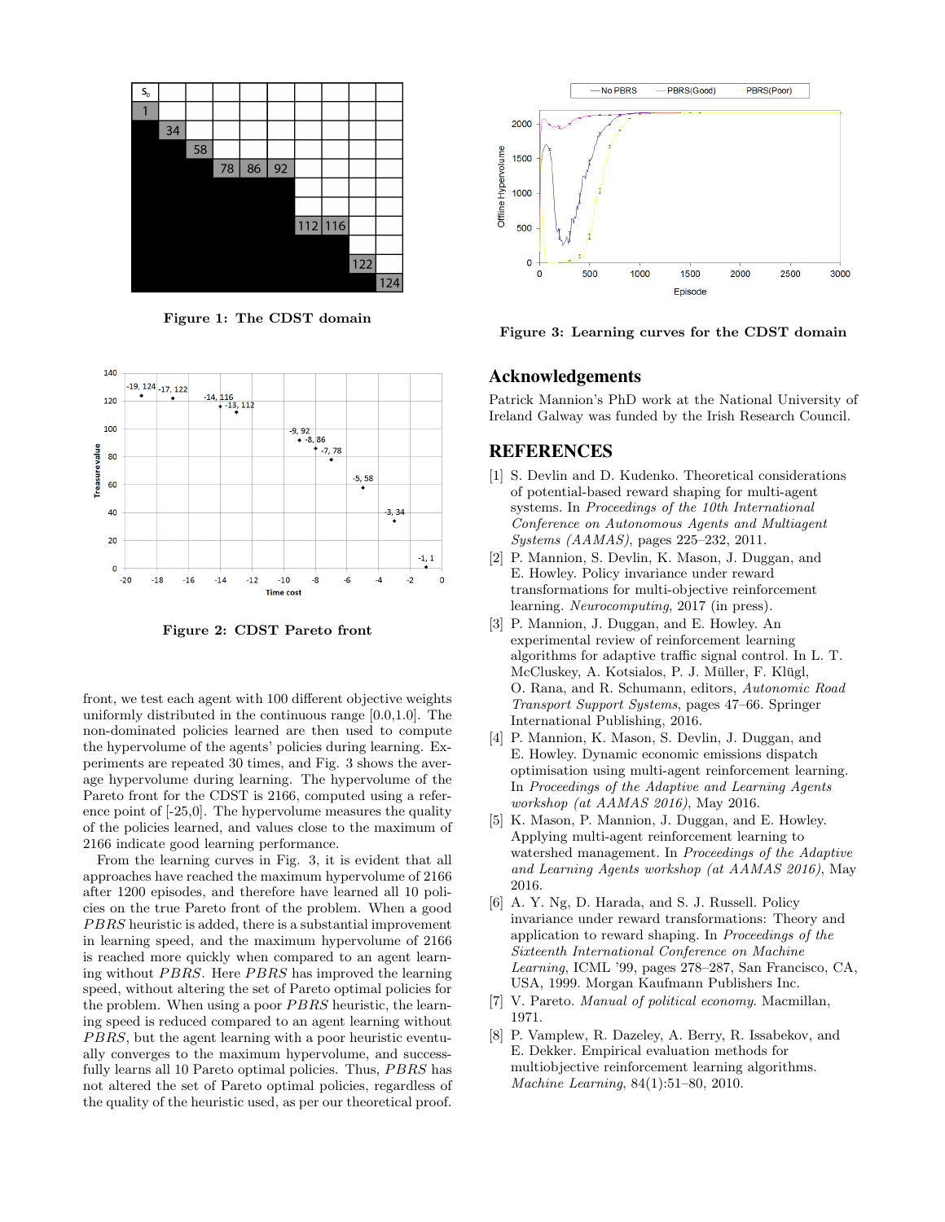S0

1

34

58

78 86 92

112 116

122

124

**Figure 1: The CDST domain**

Treasure value

Time cost

140

120

100

80

60

40

20

0

-20 -18 -16 -14 -12 -10 -8 -6 -4 -2 0

-19, 124

-17, 122

-14, 116

-13, 112

-9, 92

-8, 86

-7, 78

-5, 58

-3, 34

-1, 1

**Figure 2: CDST Pareto front**

front, we test each agent with 100 different objective weights uniformly distributed in the continuous range [0.0,1.0]. The non-dominated policies learned are then used to compute the hypervolume of the agents' policies during learning. Experiments are repeated 30 times, and Fig. 3 shows the average hypervolume during learning. The hypervolume of the Pareto front for the CDST is 2166, computed using a reference point of [-25,0]. The hypervolume measures the quality of the policies learned, and values close to the maximum of 2166 indicate good learning performance.

From the learning curves in Fig. 3, it is evident that all approaches have reached the maximum hypervolume of 2166 after 1200 episodes, and therefore have learned all 10 policies on the true Pareto front of the problem. When a good *PBRS* heuristic is added, there is a substantial improvement in learning speed, and the maximum hypervolume of 2166 is reached more quickly when compared to an agent learning without *PBRS*. Here *PBRS* has improved the learning speed, without altering the set of Pareto optimal policies for the problem. When using a poor *PBRS* heuristic, the learning speed is reduced compared to an agent learning without *PBRS*, but the agent learning with a poor heuristic eventually converges to the maximum hypervolume, and successfully learns all 10 Pareto optimal policies. Thus, *PBRS* has not altered the set of Pareto optimal policies, regardless of the quality of the heuristic used, as per our theoretical proof.

No PBRS
PBRS(Good)
PBRS(Poor)

Offline Hypervolume

Episode

2000

1500

1000

500

0

0 500 1000 1500 2000 2500 3000

**Figure 3: Learning curves for the CDST domain**

## Acknowledgements

Patrick Mannion's PhD work at the National University of Ireland Galway was funded by the Irish Research Council.

## REFERENCES

[1] S. Devlin and D. Kudenko. Theoretical considerations of potential-based reward shaping for multi-agent systems. In *Proceedings of the 10th International Conference on Autonomous Agents and Multiagent Systems (AAMAS)*, pages 225–232, 2011.

[2] P. Mannion, S. Devlin, K. Mason, J. Duggan, and E. Howley. Policy invariance under reward transformations for multi-objective reinforcement learning. *Neurocomputing*, 2017 (in press).

[3] P. Mannion, J. Duggan, and E. Howley. An experimental review of reinforcement learning algorithms for adaptive traffic signal control. In L. T. McCluskey, A. Kotsialos, P. J. Müller, F. Klügl, O. Rana, and R. Schumann, editors, *Autonomic Road Transport Support Systems*, pages 47–66. Springer International Publishing, 2016.

[4] P. Mannion, K. Mason, S. Devlin, J. Duggan, and E. Howley. Dynamic economic emissions dispatch optimisation using multi-agent reinforcement learning. In *Proceedings of the Adaptive and Learning Agents workshop (at AAMAS 2016)*, May 2016.

[5] K. Mason, P. Mannion, J. Duggan, and E. Howley. Applying multi-agent reinforcement learning to watershed management. In *Proceedings of the Adaptive and Learning Agents workshop (at AAMAS 2016)*, May 2016.

[6] A. Y. Ng, D. Harada, and S. J. Russell. Policy invariance under reward transformations: Theory and application to reward shaping. In *Proceedings of the Sixteenth International Conference on Machine Learning*, ICML '99, pages 278–287, San Francisco, CA, USA, 1999. Morgan Kaufmann Publishers Inc.

[7] V. Pareto. *Manual of political economy*. Macmillan, 1971.

[8] P. Vamplew, R. Dazeley, A. Berry, R. Issabekov, and E. Dekker. Empirical evaluation methods for multiobjective reinforcement learning algorithms. *Machine Learning*, 84(1):51–80, 2010.